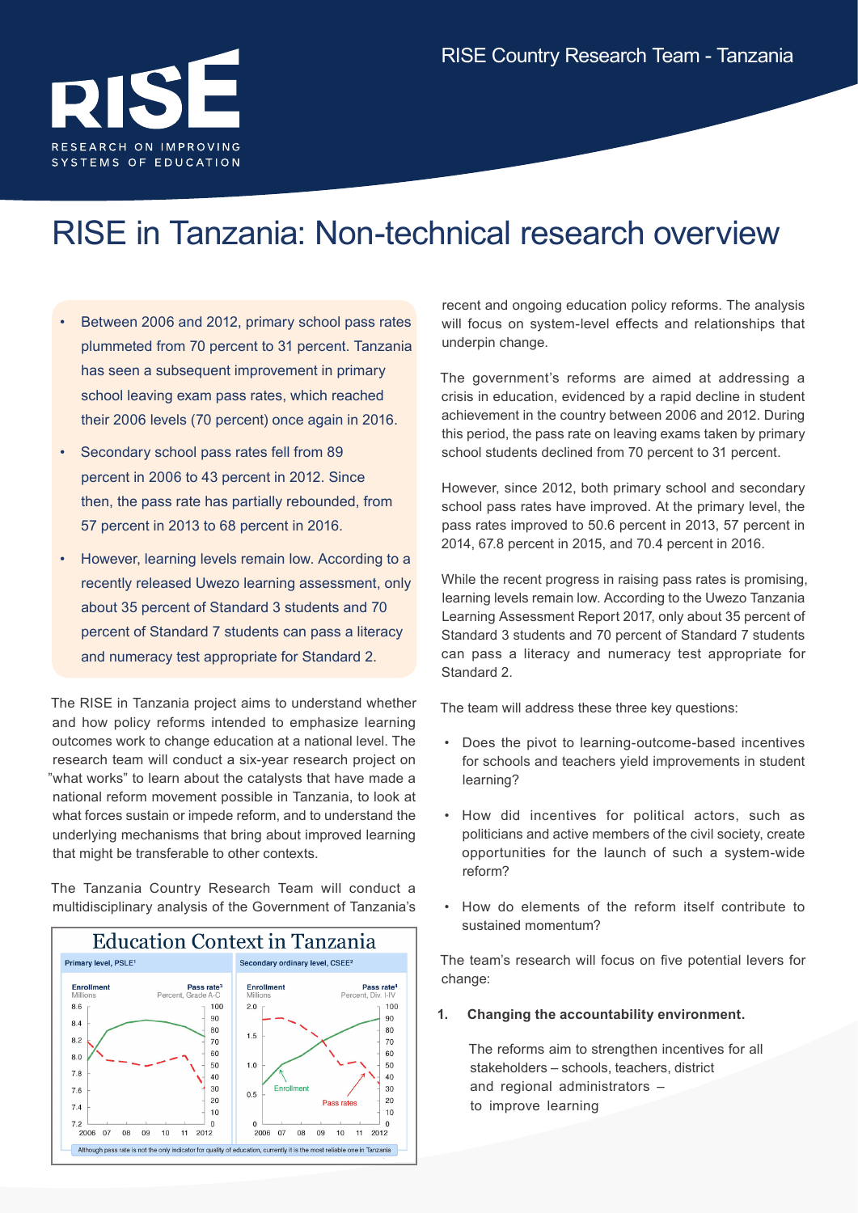RISE Country Research Team - Tanzania

# RISE in Tanzania: Non-technical research overview

- Between 2006 and 2012, primary school pass rates plummeted from 70 percent to 31 percent. Tanzania has seen a subsequent improvement in primary school leaving exam pass rates, which reached their 2006 levels (70 percent) once again in 2016.
- Secondary school pass rates fell from 89 percent in 2006 to 43 percent in 2012. Since then, the pass rate has partially rebounded, from 57 percent in 2013 to 68 percent in 2016.
- However, learning levels remain low. According to a recently released Uwezo learning assessment, only about 35 percent of Standard 3 students and 70 percent of Standard 7 students can pass a literacy and numeracy test appropriate for Standard 2.

The RISE in Tanzania project aims to understand whether and how policy reforms intended to emphasize learning outcomes work to change education at a national level. The research team will conduct a six-year research project on "what works" to learn about the catalysts that have made a national reform movement possible in Tanzania, to look at what forces sustain or impede reform, and to understand the underlying mechanisms that bring about improved learning that might be transferable to other contexts.

The Tanzania Country Research Team will conduct a multidisciplinary analysis of the Government of Tanzania's recent and ongoing education policy reforms. The analysis will focus on system-level effects and relationships that underpin change.

**Education Context in Tanzania**

Primary level, PSLE[1] — Enrollment (Millions); Pass rate[3] (Percent, Grade A-C), 2006–2012

Secondary ordinary level, CSEE[2] — Enrollment (Millions); Pass rate[4] (Percent, Div. I-IV), 2006–2012

Although pass rate is not the only indicator for quality of education, currently it is the most reliable one in Tanzania

The government's reforms are aimed at addressing a crisis in education, evidenced by a rapid decline in student achievement in the country between 2006 and 2012. During this period, the pass rate on leaving exams taken by primary school students declined from 70 percent to 31 percent.

However, since 2012, both primary school and secondary school pass rates have improved. At the primary level, the pass rate improved to 50.6 percent in 2013, 57 percent in 2014, 67.8 percent in 2015, and 70.4 percent in 2016.

While the recent progress in raising pass rates is promising, learning levels remain low. According to the Uwezo Tanzania Learning Assessment Report 2017, only about 35 percent of Standard 3 students and 70 percent of Standard 7 students can pass a literacy and numeracy test appropriate for Standard 2.

The team will address these three key questions:

- Does the pivot to learning-outcome-based incentives for schools and teachers yield improvements in student learning?
- How did incentives for political actors, such as politicians and active members of the civil society, create opportunities for the launch of such a system-wide reform?
- How do elements of the reform itself contribute to sustained momentum?

The team's research will focus on five potential levers for change:

1. **Changing the accountability environment.**

   The reforms aim to strengthen incentives for all stakeholders – schools, teachers, district and regional administrators – to improve learning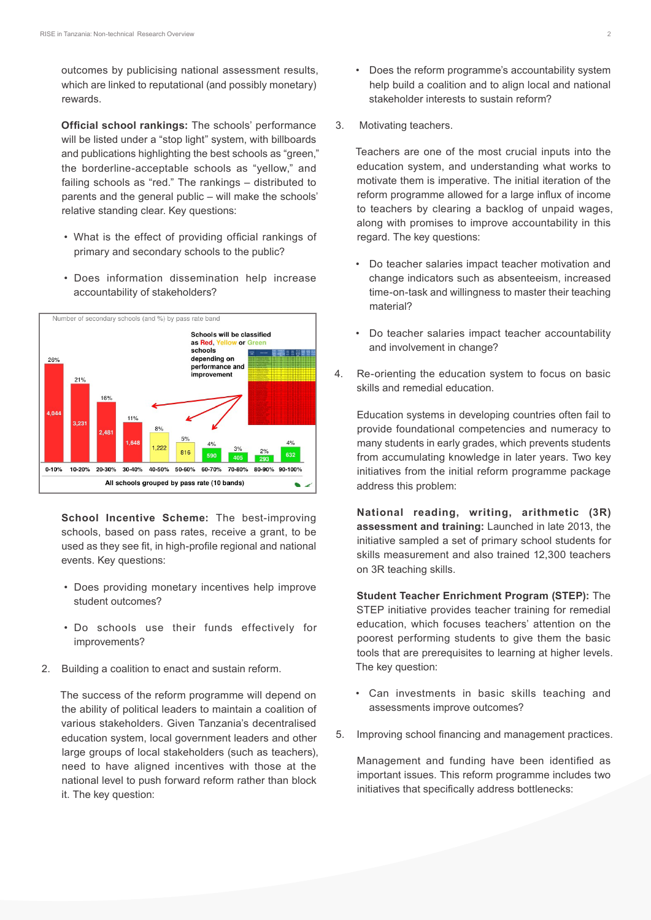outcomes by publicising national assessment results, which are linked to reputational (and possibly monetary) rewards.

**Official school rankings:** The schools' performance will be listed under a "stop light" system, with billboards and publications highlighting the best schools as "green," the borderline-acceptable schools as "yellow," and failing schools as "red." The rankings – distributed to parents and the general public – will make the schools' relative standing clear. Key questions:

- What is the effect of providing official rankings of primary and secondary schools to the public?
- Does information dissemination help increase accountability of stakeholders?

Number of secondary schools (and %) by pass rate band

Schools will be classified as Red, Yellow or Green schools depending on performance and improvement

| Pass rate band | 0-10% | 10-20% | 20-30% | 30-40% | 40-50% | 50-60% | 60-70% | 70-80% | 80-90% | 90-100% |
|---|---|---|---|---|---|---|---|---|---|---|
| Number of schools | 4,044 | 3,231 | 2,481 | 1,648 | 1,222 | 816 | 590 | 405 | 293 | 632 |
| % | 26% | 21% | 16% | 11% | 8% | 5% | 4% | 3% | 2% | 4% |

All schools grouped by pass rate (10 bands)

**School Incentive Scheme:** The best-improving schools, based on pass rates, receive a grant, to be used as they see fit, in high-profile regional and national events. Key questions:

- Does providing monetary incentives help improve student outcomes?
- Do schools use their funds effectively for improvements?

2. Building a coalition to enact and sustain reform.

The success of the reform programme will depend on the ability of political leaders to maintain a coalition of various stakeholders. Given Tanzania's decentralised education system, local government leaders and other large groups of local stakeholders (such as teachers), need to have aligned incentives with those at the national level to push forward reform rather than block it. The key question:

- Does the reform programme's accountability system help build a coalition and to align local and national stakeholder interests to sustain reform?

3. Motivating teachers.

Teachers are one of the most crucial inputs into the education system, and understanding what works to motivate them is imperative. The initial iteration of the reform programme allowed for a large influx of income to teachers by clearing a backlog of unpaid wages, along with promises to improve accountability in this regard. The key questions:

- Do teacher salaries impact teacher motivation and change indicators such as absenteeism, increased time-on-task and willingness to master their teaching material?
- Do teacher salaries impact teacher accountability and involvement in change?

4. Re-orienting the education system to focus on basic skills and remedial education.

Education systems in developing countries often fail to provide foundational competencies and numeracy to many students in early grades, which prevents students from accumulating knowledge in later years. Two key initiatives from the initial reform programme package address this problem:

**National reading, writing, arithmetic (3R) assessment and training:** Launched in late 2013, the initiative sampled a set of primary school students for skills measurement and also trained 12,300 teachers on 3R teaching skills.

**Student Teacher Enrichment Program (STEP):** The STEP initiative provides teacher training for remedial education, which focuses teachers' attention on the poorest performing students to give them the basic tools that are prerequisites to learning at higher levels. The key question:

- Can investments in basic skills teaching and assessments improve outcomes?

5. Improving school financing and management practices.

Management and funding have been identified as important issues. This reform programme includes two initiatives that specifically address bottlenecks: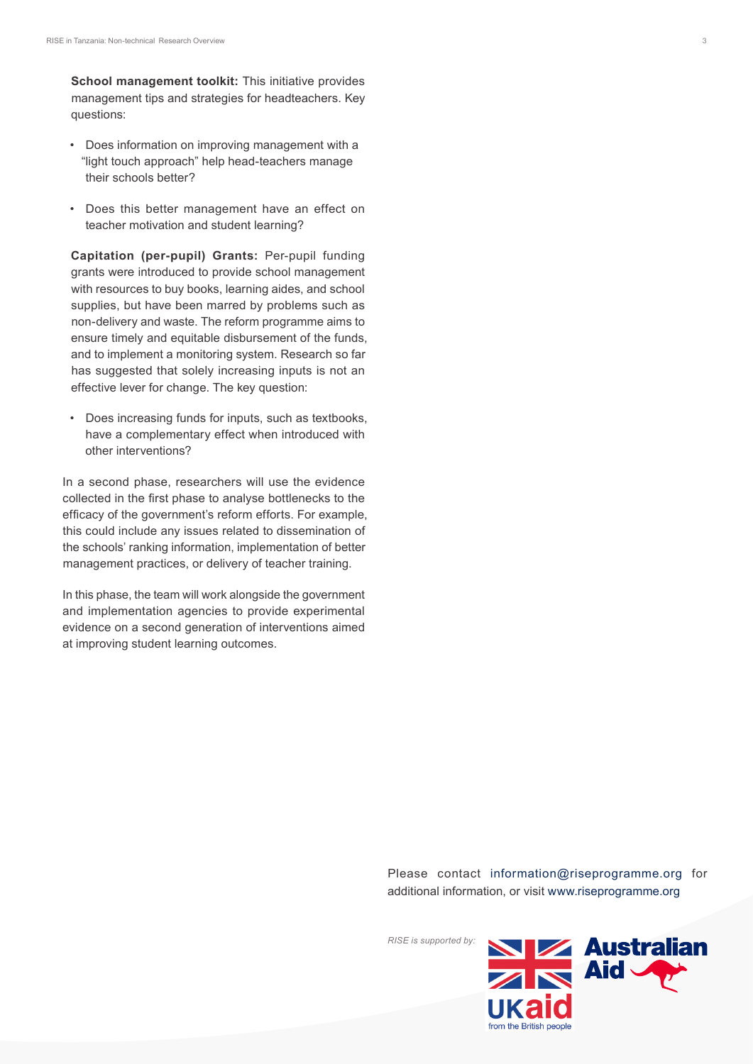**School management toolkit:** This initiative provides management tips and strategies for headteachers. Key questions:

- Does information on improving management with a "light touch approach" help head-teachers manage their schools better?
- Does this better management have an effect on teacher motivation and student learning?

**Capitation (per-pupil) Grants:** Per-pupil funding grants were introduced to provide school management with resources to buy books, learning aides, and school supplies, but have been marred by problems such as non-delivery and waste. The reform programme aims to ensure timely and equitable disbursement of the funds, and to implement a monitoring system. Research so far has suggested that solely increasing inputs is not an effective lever for change. The key question:

- Does increasing funds for inputs, such as textbooks, have a complementary effect when introduced with other interventions?

In a second phase, researchers will use the evidence collected in the first phase to analyse bottlenecks to the efficacy of the government's reform efforts. For example, this could include any issues related to dissemination of the schools' ranking information, implementation of better management practices, or delivery of teacher training.

In this phase, the team will work alongside the government and implementation agencies to provide experimental evidence on a second generation of interventions aimed at improving student learning outcomes.

Please contact information@riseprogramme.org for additional information, or visit www.riseprogramme.org

*RISE is supported by:*

UKaid from the British people

Australian Aid